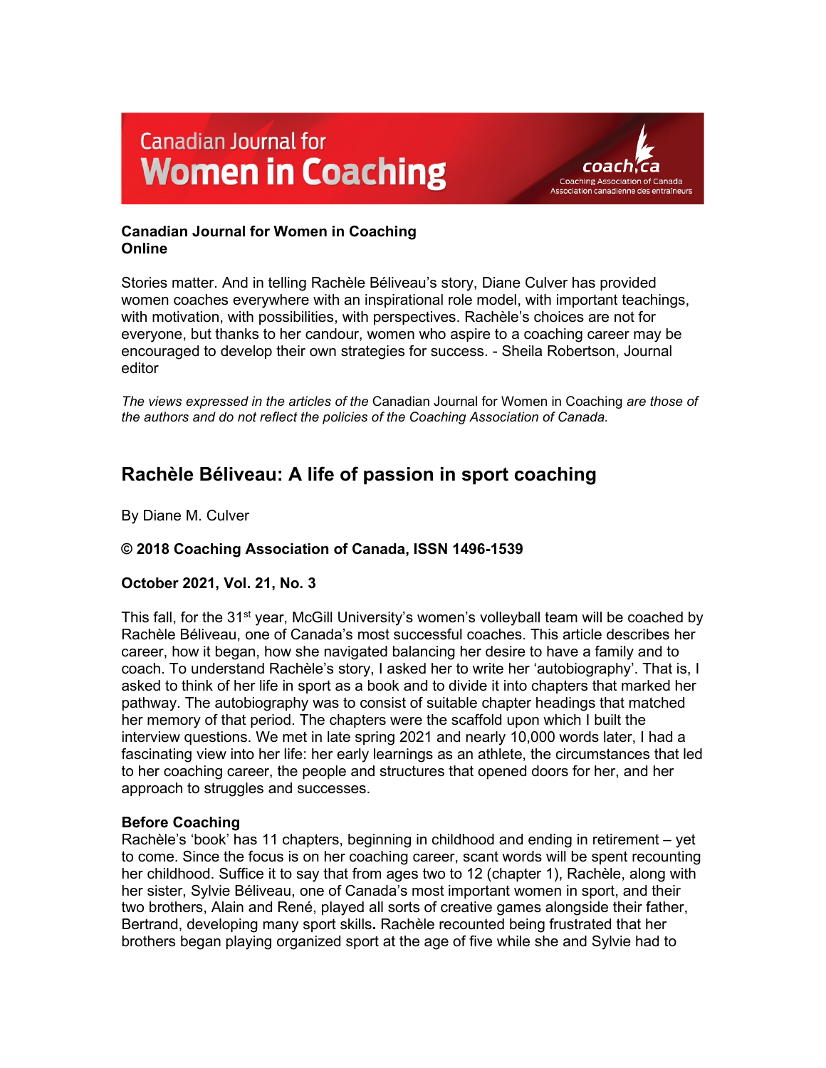**Canadian Journal for Women in Coaching Online**

Stories matter. And in telling Rachèle Béliveau's story, Diane Culver has provided women coaches everywhere with an inspirational role model, with important teachings, with motivation, with possibilities, with perspectives. Rachèle's choices are not for everyone, but thanks to her candour, women who aspire to a coaching career may be encouraged to develop their own strategies for success. - Sheila Robertson, Journal editor

*The views expressed in the articles of the* Canadian Journal for Women in Coaching *are those of the authors and do not reflect the policies of the Coaching Association of Canada.*

## Rachèle Béliveau: A life of passion in sport coaching

By Diane M. Culver

**© 2018 Coaching Association of Canada, ISSN 1496-1539**

**October 2021, Vol. 21, No. 3**

This fall, for the 31st year, McGill University's women's volleyball team will be coached by Rachèle Béliveau, one of Canada's most successful coaches. This article describes her career, how it began, how she navigated balancing her desire to have a family and to coach. To understand Rachèle's story, I asked her to write her 'autobiography'. That is, I asked to think of her life in sport as a book and to divide it into chapters that marked her pathway. The autobiography was to consist of suitable chapter headings that matched her memory of that period. The chapters were the scaffold upon which I built the interview questions. We met in late spring 2021 and nearly 10,000 words later, I had a fascinating view into her life: her early learnings as an athlete, the circumstances that led to her coaching career, the people and structures that opened doors for her, and her approach to struggles and successes.

**Before Coaching**

Rachèle's 'book' has 11 chapters, beginning in childhood and ending in retirement – yet to come. Since the focus is on her coaching career, scant words will be spent recounting her childhood. Suffice it to say that from ages two to 12 (chapter 1), Rachèle, along with her sister, Sylvie Béliveau, one of Canada's most important women in sport, and their two brothers, Alain and René, played all sorts of creative games alongside their father, Bertrand, developing many sport skills. Rachèle recounted being frustrated that her brothers began playing organized sport at the age of five while she and Sylvie had to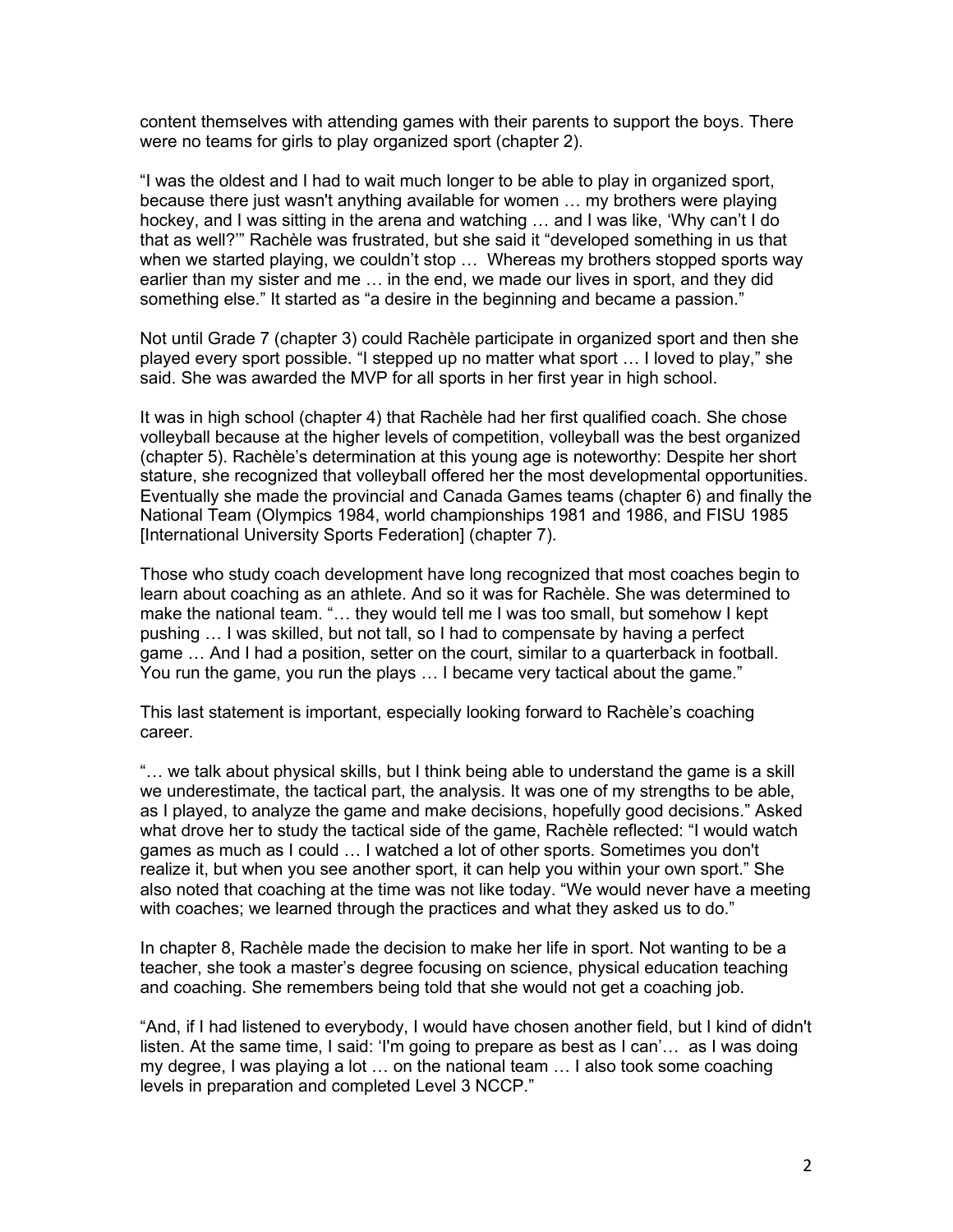content themselves with attending games with their parents to support the boys. There were no teams for girls to play organized sport (chapter 2).

"I was the oldest and I had to wait much longer to be able to play in organized sport, because there just wasn't anything available for women … my brothers were playing hockey, and I was sitting in the arena and watching … and I was like, 'Why can't I do that as well?'" Rachèle was frustrated, but she said it "developed something in us that when we started playing, we couldn't stop … Whereas my brothers stopped sports way earlier than my sister and me … in the end, we made our lives in sport, and they did something else." It started as "a desire in the beginning and became a passion."

Not until Grade 7 (chapter 3) could Rachèle participate in organized sport and then she played every sport possible. "I stepped up no matter what sport … I loved to play," she said. She was awarded the MVP for all sports in her first year in high school.

It was in high school (chapter 4) that Rachèle had her first qualified coach. She chose volleyball because at the higher levels of competition, volleyball was the best organized (chapter 5). Rachèle's determination at this young age is noteworthy: Despite her short stature, she recognized that volleyball offered her the most developmental opportunities. Eventually she made the provincial and Canada Games teams (chapter 6) and finally the National Team (Olympics 1984, world championships 1981 and 1986, and FISU 1985 [International University Sports Federation] (chapter 7).

Those who study coach development have long recognized that most coaches begin to learn about coaching as an athlete. And so it was for Rachèle. She was determined to make the national team. "… they would tell me I was too small, but somehow I kept pushing … I was skilled, but not tall, so I had to compensate by having a perfect game … And I had a position, setter on the court, similar to a quarterback in football. You run the game, you run the plays … I became very tactical about the game."

This last statement is important, especially looking forward to Rachèle's coaching career.

"… we talk about physical skills, but I think being able to understand the game is a skill we underestimate, the tactical part, the analysis. It was one of my strengths to be able, as I played, to analyze the game and make decisions, hopefully good decisions." Asked what drove her to study the tactical side of the game, Rachèle reflected: "I would watch games as much as I could … I watched a lot of other sports. Sometimes you don't realize it, but when you see another sport, it can help you within your own sport." She also noted that coaching at the time was not like today. "We would never have a meeting with coaches; we learned through the practices and what they asked us to do."

In chapter 8, Rachèle made the decision to make her life in sport. Not wanting to be a teacher, she took a master's degree focusing on science, physical education teaching and coaching. She remembers being told that she would not get a coaching job.

"And, if I had listened to everybody, I would have chosen another field, but I kind of didn't listen. At the same time, I said: 'I'm going to prepare as best as I can'… as I was doing my degree, I was playing a lot … on the national team … I also took some coaching levels in preparation and completed Level 3 NCCP."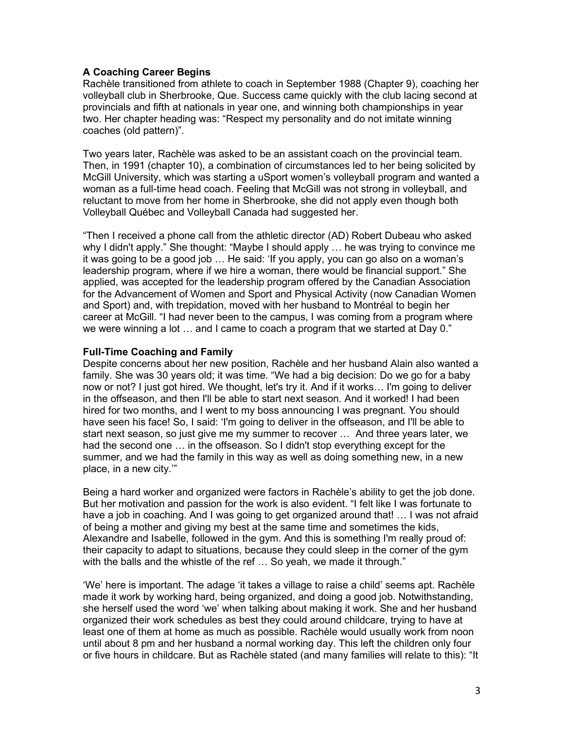**A Coaching Career Begins**

Rachèle transitioned from athlete to coach in September 1988 (Chapter 9), coaching her volleyball club in Sherbrooke, Que. Success came quickly with the club lacing second at provincials and fifth at nationals in year one, and winning both championships in year two. Her chapter heading was: "Respect my personality and do not imitate winning coaches (old pattern)".

Two years later, Rachèle was asked to be an assistant coach on the provincial team. Then, in 1991 (chapter 10), a combination of circumstances led to her being solicited by McGill University, which was starting a uSport women's volleyball program and wanted a woman as a full-time head coach. Feeling that McGill was not strong in volleyball, and reluctant to move from her home in Sherbrooke, she did not apply even though both Volleyball Québec and Volleyball Canada had suggested her.

"Then I received a phone call from the athletic director (AD) Robert Dubeau who asked why I didn't apply." She thought: "Maybe I should apply … he was trying to convince me it was going to be a good job … He said: 'If you apply, you can go also on a woman's leadership program, where if we hire a woman, there would be financial support." She applied, was accepted for the leadership program offered by the Canadian Association for the Advancement of Women and Sport and Physical Activity (now Canadian Women and Sport) and, with trepidation, moved with her husband to Montréal to begin her career at McGill. "I had never been to the campus, I was coming from a program where we were winning a lot … and I came to coach a program that we started at Day 0."

**Full-Time Coaching and Family**

Despite concerns about her new position, Rachèle and her husband Alain also wanted a family. She was 30 years old; it was time. "We had a big decision: Do we go for a baby now or not? I just got hired. We thought, let's try it. And if it works… I'm going to deliver in the offseason, and then I'll be able to start next season. And it worked! I had been hired for two months, and I went to my boss announcing I was pregnant. You should have seen his face! So, I said: 'I'm going to deliver in the offseason, and I'll be able to start next season, so just give me my summer to recover … And three years later, we had the second one … in the offseason. So I didn't stop everything except for the summer, and we had the family in this way as well as doing something new, in a new place, in a new city.'"

Being a hard worker and organized were factors in Rachèle's ability to get the job done. But her motivation and passion for the work is also evident. "I felt like I was fortunate to have a job in coaching. And I was going to get organized around that! … I was not afraid of being a mother and giving my best at the same time and sometimes the kids, Alexandre and Isabelle, followed in the gym. And this is something I'm really proud of: their capacity to adapt to situations, because they could sleep in the corner of the gym with the balls and the whistle of the ref … So yeah, we made it through."

'We' here is important. The adage 'it takes a village to raise a child' seems apt. Rachèle made it work by working hard, being organized, and doing a good job. Notwithstanding, she herself used the word 'we' when talking about making it work. She and her husband organized their work schedules as best they could around childcare, trying to have at least one of them at home as much as possible. Rachèle would usually work from noon until about 8 pm and her husband a normal working day. This left the children only four or five hours in childcare. But as Rachèle stated (and many families will relate to this): "It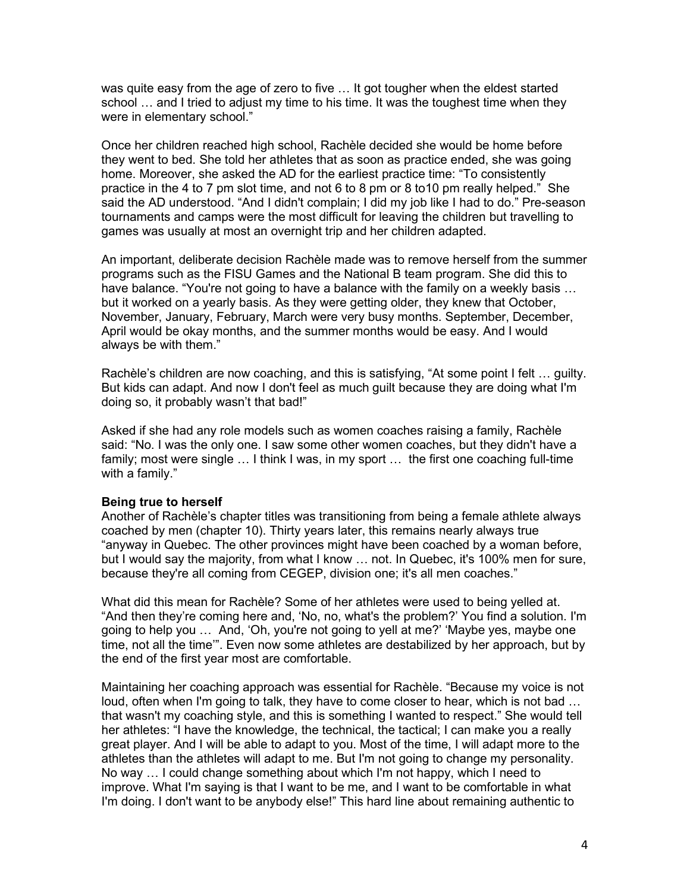was quite easy from the age of zero to five … It got tougher when the eldest started school … and I tried to adjust my time to his time. It was the toughest time when they were in elementary school."

Once her children reached high school, Rachèle decided she would be home before they went to bed. She told her athletes that as soon as practice ended, she was going home. Moreover, she asked the AD for the earliest practice time: "To consistently practice in the 4 to 7 pm slot time, and not 6 to 8 pm or 8 to10 pm really helped." She said the AD understood. "And I didn't complain; I did my job like I had to do." Pre-season tournaments and camps were the most difficult for leaving the children but travelling to games was usually at most an overnight trip and her children adapted.

An important, deliberate decision Rachèle made was to remove herself from the summer programs such as the FISU Games and the National B team program. She did this to have balance. "You're not going to have a balance with the family on a weekly basis … but it worked on a yearly basis. As they were getting older, they knew that October, November, January, February, March were very busy months. September, December, April would be okay months, and the summer months would be easy. And I would always be with them."

Rachèle's children are now coaching, and this is satisfying, "At some point I felt … guilty. But kids can adapt. And now I don't feel as much guilt because they are doing what I'm doing so, it probably wasn't that bad!"

Asked if she had any role models such as women coaches raising a family, Rachèle said: "No. I was the only one. I saw some other women coaches, but they didn't have a family; most were single … I think I was, in my sport … the first one coaching full-time with a family."

**Being true to herself**

Another of Rachèle's chapter titles was transitioning from being a female athlete always coached by men (chapter 10). Thirty years later, this remains nearly always true "anyway in Quebec. The other provinces might have been coached by a woman before, but I would say the majority, from what I know … not. In Quebec, it's 100% men for sure, because they're all coming from CEGEP, division one; it's all men coaches."

What did this mean for Rachèle? Some of her athletes were used to being yelled at. "And then they're coming here and, 'No, no, what's the problem?' You find a solution. I'm going to help you … And, 'Oh, you're not going to yell at me?' 'Maybe yes, maybe one time, not all the time'". Even now some athletes are destabilized by her approach, but by the end of the first year most are comfortable.

Maintaining her coaching approach was essential for Rachèle. "Because my voice is not loud, often when I'm going to talk, they have to come closer to hear, which is not bad … that wasn't my coaching style, and this is something I wanted to respect." She would tell her athletes: "I have the knowledge, the technical, the tactical; I can make you a really great player. And I will be able to adapt to you. Most of the time, I will adapt more to the athletes than the athletes will adapt to me. But I'm not going to change my personality. No way … I could change something about which I'm not happy, which I need to improve. What I'm saying is that I want to be me, and I want to be comfortable in what I'm doing. I don't want to be anybody else!" This hard line about remaining authentic to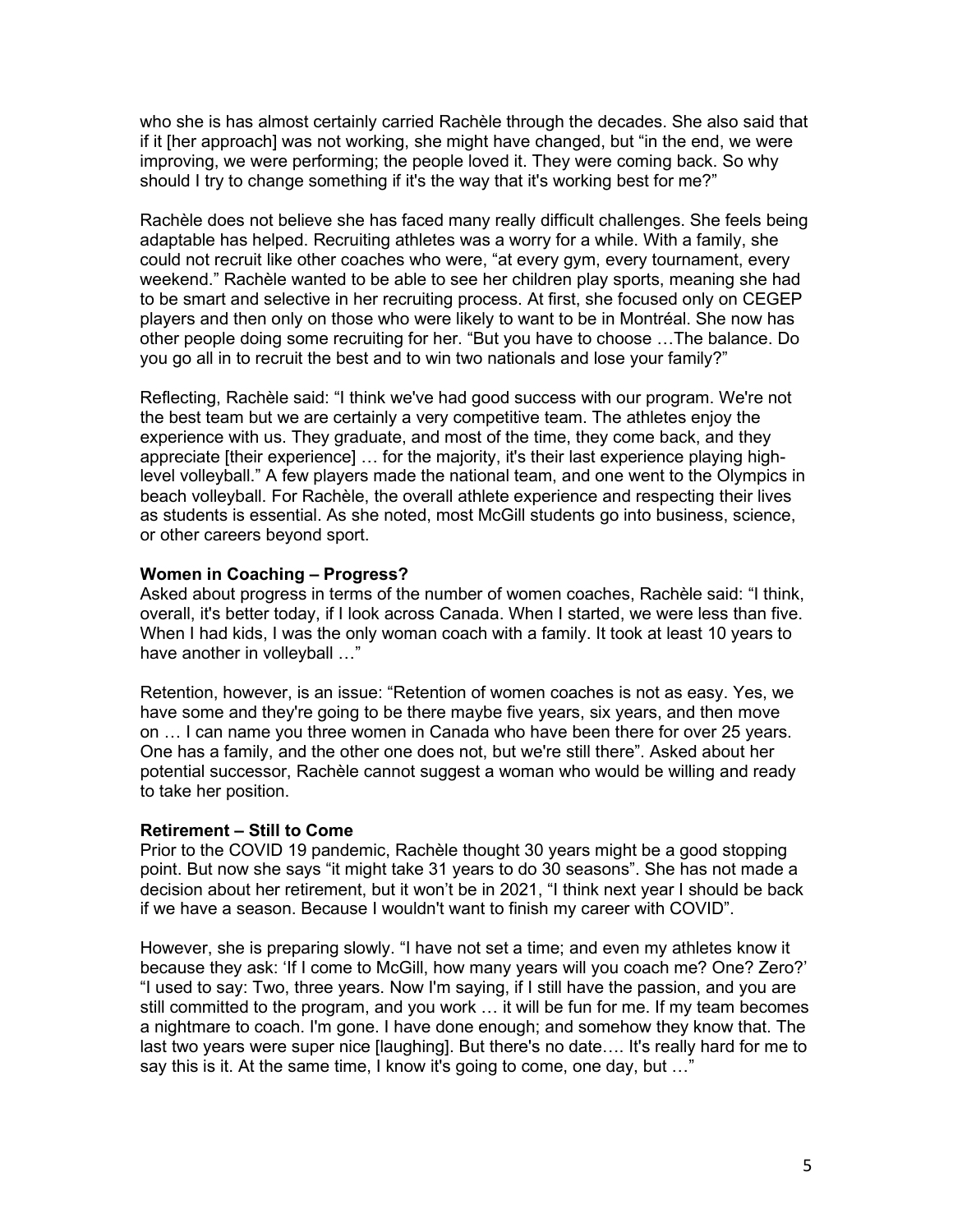who she is has almost certainly carried Rachèle through the decades. She also said that if it [her approach] was not working, she might have changed, but "in the end, we were improving, we were performing; the people loved it. They were coming back. So why should I try to change something if it's the way that it's working best for me?"

Rachèle does not believe she has faced many really difficult challenges. She feels being adaptable has helped. Recruiting athletes was a worry for a while. With a family, she could not recruit like other coaches who were, "at every gym, every tournament, every weekend." Rachèle wanted to be able to see her children play sports, meaning she had to be smart and selective in her recruiting process. At first, she focused only on CEGEP players and then only on those who were likely to want to be in Montréal. She now has other people doing some recruiting for her. "But you have to choose …The balance. Do you go all in to recruit the best and to win two nationals and lose your family?"

Reflecting, Rachèle said: "I think we've had good success with our program. We're not the best team but we are certainly a very competitive team. The athletes enjoy the experience with us. They graduate, and most of the time, they come back, and they appreciate [their experience] … for the majority, it's their last experience playing high-level volleyball." A few players made the national team, and one went to the Olympics in beach volleyball. For Rachèle, the overall athlete experience and respecting their lives as students is essential. As she noted, most McGill students go into business, science, or other careers beyond sport.

**Women in Coaching – Progress?**

Asked about progress in terms of the number of women coaches, Rachèle said: "I think, overall, it's better today, if I look across Canada. When I started, we were less than five. When I had kids, I was the only woman coach with a family. It took at least 10 years to have another in volleyball …"

Retention, however, is an issue: "Retention of women coaches is not as easy. Yes, we have some and they're going to be there maybe five years, six years, and then move on … I can name you three women in Canada who have been there for over 25 years. One has a family, and the other one does not, but we're still there". Asked about her potential successor, Rachèle cannot suggest a woman who would be willing and ready to take her position.

**Retirement – Still to Come**

Prior to the COVID 19 pandemic, Rachèle thought 30 years might be a good stopping point. But now she says "it might take 31 years to do 30 seasons". She has not made a decision about her retirement, but it won't be in 2021, "I think next year I should be back if we have a season. Because I wouldn't want to finish my career with COVID".

However, she is preparing slowly. "I have not set a time; and even my athletes know it because they ask: 'If I come to McGill, how many years will you coach me? One? Zero?' "I used to say: Two, three years. Now I'm saying, if I still have the passion, and you are still committed to the program, and you work … it will be fun for me. If my team becomes a nightmare to coach. I'm gone. I have done enough; and somehow they know that. The last two years were super nice [laughing]. But there's no date…. It's really hard for me to say this is it. At the same time, I know it's going to come, one day, but …"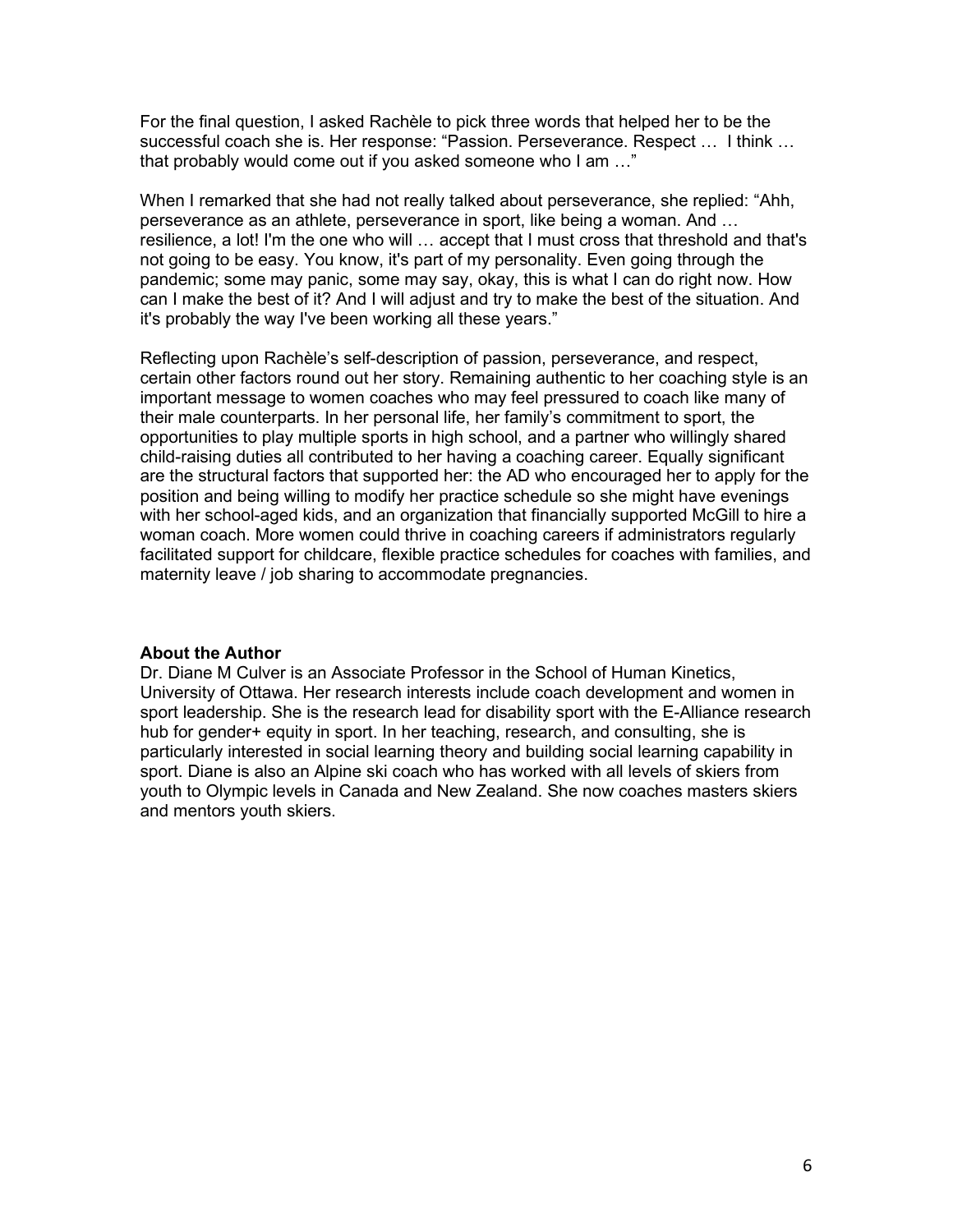For the final question, I asked Rachèle to pick three words that helped her to be the successful coach she is. Her response: "Passion. Perseverance. Respect … I think … that probably would come out if you asked someone who I am …"

When I remarked that she had not really talked about perseverance, she replied: "Ahh, perseverance as an athlete, perseverance in sport, like being a woman. And … resilience, a lot! I'm the one who will … accept that I must cross that threshold and that's not going to be easy. You know, it's part of my personality. Even going through the pandemic; some may panic, some may say, okay, this is what I can do right now. How can I make the best of it? And I will adjust and try to make the best of the situation. And it's probably the way I've been working all these years."

Reflecting upon Rachèle's self-description of passion, perseverance, and respect, certain other factors round out her story. Remaining authentic to her coaching style is an important message to women coaches who may feel pressured to coach like many of their male counterparts. In her personal life, her family's commitment to sport, the opportunities to play multiple sports in high school, and a partner who willingly shared child-raising duties all contributed to her having a coaching career. Equally significant are the structural factors that supported her: the AD who encouraged her to apply for the position and being willing to modify her practice schedule so she might have evenings with her school-aged kids, and an organization that financially supported McGill to hire a woman coach. More women could thrive in coaching careers if administrators regularly facilitated support for childcare, flexible practice schedules for coaches with families, and maternity leave / job sharing to accommodate pregnancies.

**About the Author**

Dr. Diane M Culver is an Associate Professor in the School of Human Kinetics, University of Ottawa. Her research interests include coach development and women in sport leadership. She is the research lead for disability sport with the E-Alliance research hub for gender+ equity in sport. In her teaching, research, and consulting, she is particularly interested in social learning theory and building social learning capability in sport. Diane is also an Alpine ski coach who has worked with all levels of skiers from youth to Olympic levels in Canada and New Zealand. She now coaches masters skiers and mentors youth skiers.